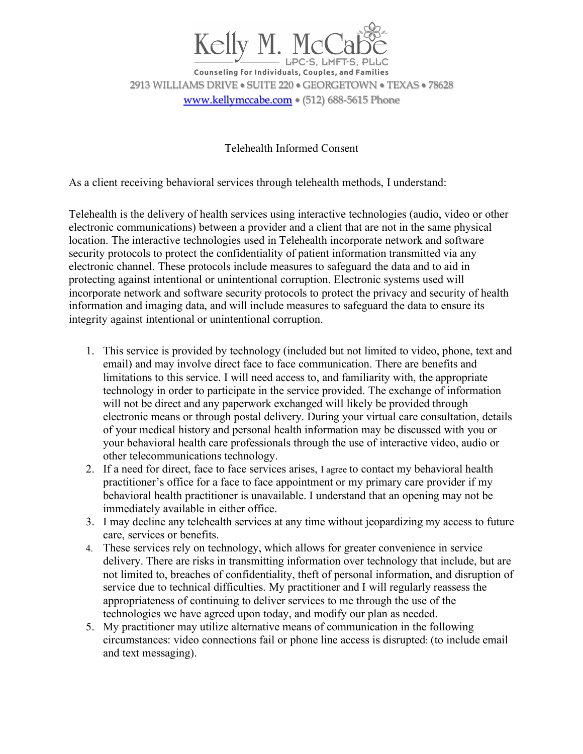Kelly M. McCabe

LPC-S, LMFT-S, PLLC

Counseling for Individuals, Couples, and Families

2913 WILLIAMS DRIVE • SUITE 220 • GEORGETOWN • TEXAS • 78628

www.kellymccabe.com • (512) 688-5615 Phone

# Telehealth Informed Consent

As a client receiving behavioral services through telehealth methods, I understand:

Telehealth is the delivery of health services using interactive technologies (audio, video or other electronic communications) between a provider and a client that are not in the same physical location. The interactive technologies used in Telehealth incorporate network and software security protocols to protect the confidentiality of patient information transmitted via any electronic channel. These protocols include measures to safeguard the data and to aid in protecting against intentional or unintentional corruption. Electronic systems used will incorporate network and software security protocols to protect the privacy and security of health information and imaging data, and will include measures to safeguard the data to ensure its integrity against intentional or unintentional corruption.

1. This service is provided by technology (included but not limited to video, phone, text and email) and may involve direct face to face communication. There are benefits and limitations to this service. I will need access to, and familiarity with, the appropriate technology in order to participate in the service provided. The exchange of information will not be direct and any paperwork exchanged will likely be provided through electronic means or through postal delivery. During your virtual care consultation, details of your medical history and personal health information may be discussed with you or your behavioral health care professionals through the use of interactive video, audio or other telecommunications technology.
2. If a need for direct, face to face services arises, I agree to contact my behavioral health practitioner's office for a face to face appointment or my primary care provider if my behavioral health practitioner is unavailable. I understand that an opening may not be immediately available in either office.
3. I may decline any telehealth services at any time without jeopardizing my access to future care, services or benefits.
4. These services rely on technology, which allows for greater convenience in service delivery. There are risks in transmitting information over technology that include, but are not limited to, breaches of confidentiality, theft of personal information, and disruption of service due to technical difficulties. My practitioner and I will regularly reassess the appropriateness of continuing to deliver services to me through the use of the technologies we have agreed upon today, and modify our plan as needed.
5. My practitioner may utilize alternative means of communication in the following circumstances: video connections fail or phone line access is disrupted: (to include email and text messaging).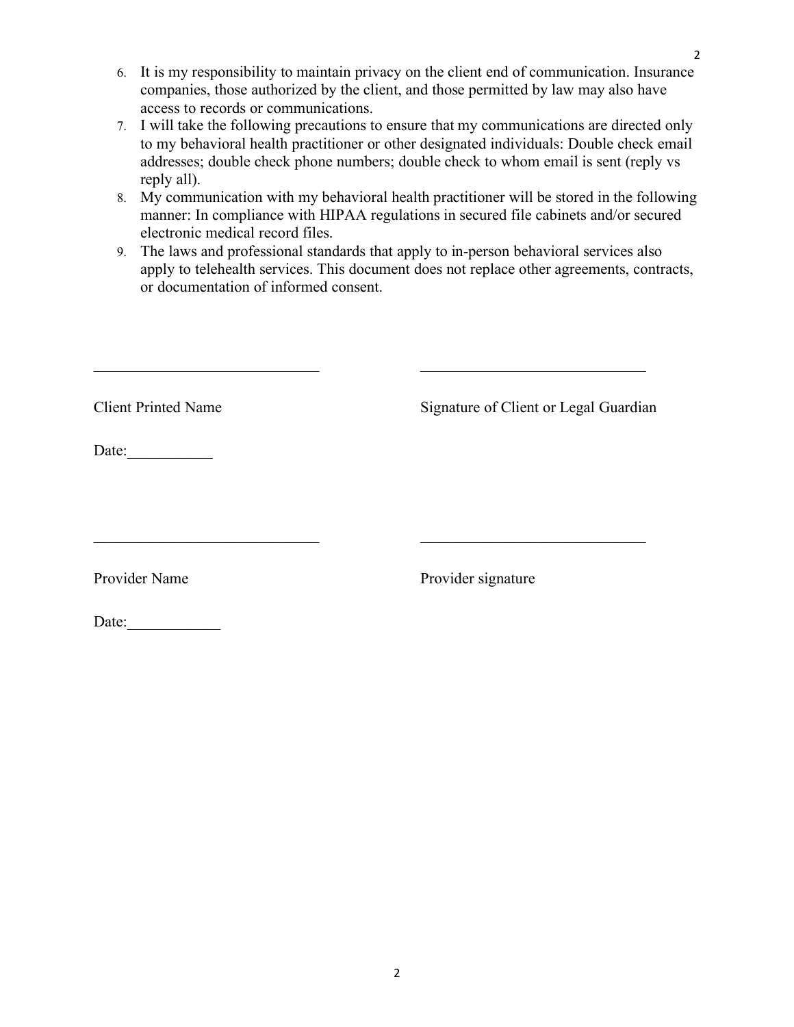6. It is my responsibility to maintain privacy on the client end of communication. Insurance companies, those authorized by the client, and those permitted by law may also have access to records or communications.
7. I will take the following precautions to ensure that my communications are directed only to my behavioral health practitioner or other designated individuals: Double check email addresses; double check phone numbers; double check to whom email is sent (reply vs reply all).
8. My communication with my behavioral health practitioner will be stored in the following manner: In compliance with HIPAA regulations in secured file cabinets and/or secured electronic medical record files.
9. The laws and professional standards that apply to in-person behavioral services also apply to telehealth services. This document does not replace other agreements, contracts, or documentation of informed consent.

_____________________________ _____________________________

Client Printed Name Signature of Client or Legal Guardian

Date:___________

_____________________________ _____________________________

Provider Name Provider signature

Date:____________